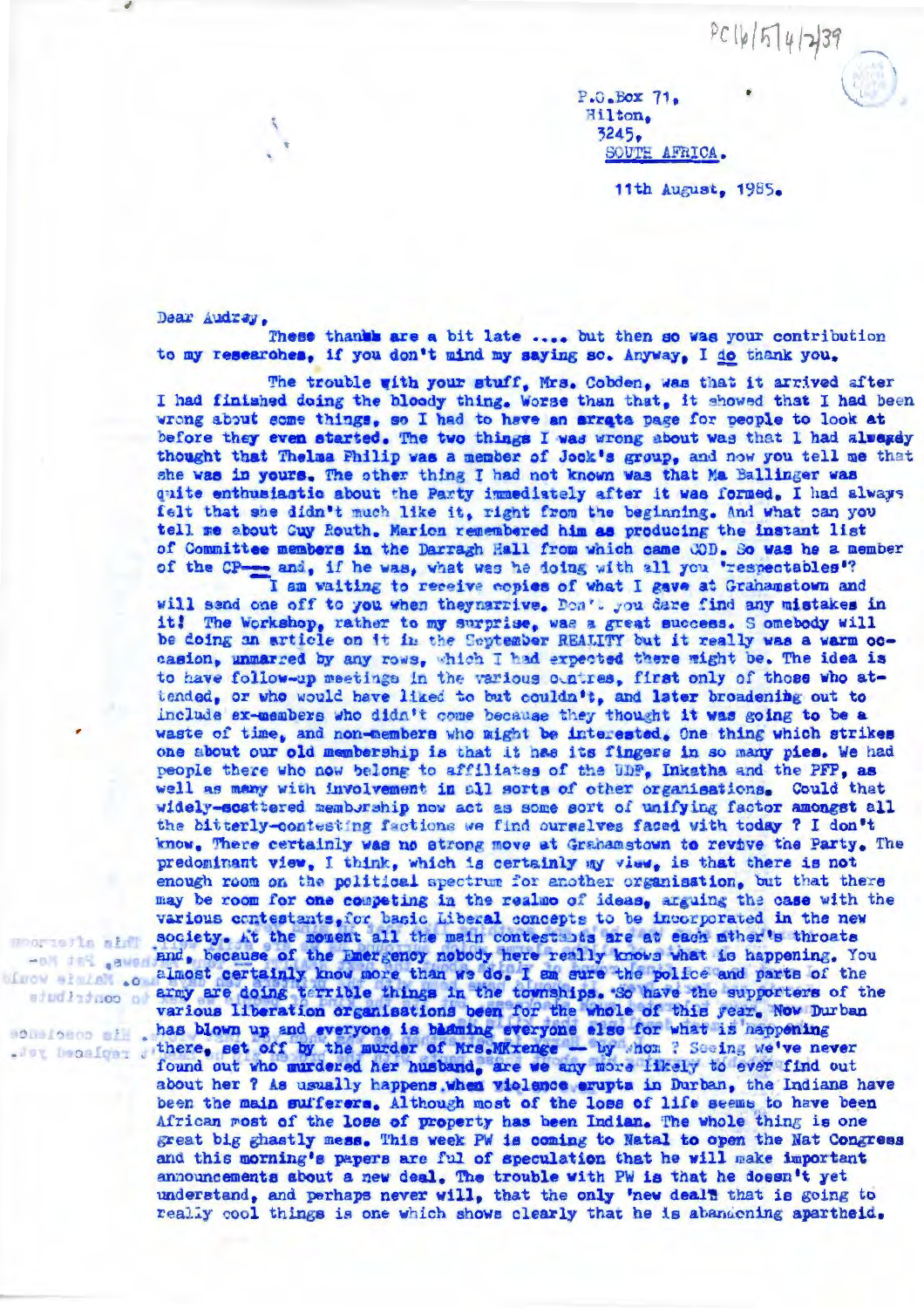PC16/5/4/2/39

P.O.Box 71,
Hilton,
3245,
SOUTH AFRICA.

11th August, 1985.

Dear Audrey,

These thanks are a bit late .... but then so was your contribution to my researches, if you don't mind my saying so. Anyway, I do thank you.

The trouble with your stuff, Mrs. Cobden, was that it arrived after I had finished doing the bloody thing. Worse than that, it showed that I had been wrong about some things, so I had to have an errata page for people to look at before they even started. The two things I was wrong about was that I had always thought that Thelma Philip was a member of Jock's group, and now you tell me that she was in yours. The other thing I had not known was that Ma Ballinger was quite enthusiastic about the Party immediately after it was formed. I had always felt that she didn't much like it, right from the beginning. And what can you tell me about Guy Routh. Marion remembered him as producing the instant list of Committee members in the Darragh Hall from which came COD. So was he a member of the CP---- and, if he was, what was he doing with all you "respectables"?

I am waiting to receive copies of what I gave at Grahamstown and will send one off to you when they arrive. Don't you dare find any mistakes in it! The Workshop, rather to my surprise, was a great success. Somebody will be doing an article on it in the September REALITY but it really was a warm occasion, unmarred by any rows, which I had expected there might be. The idea is to have follow-up meetings in the various centres, first only of those who attended, or who would have liked to but couldn't, and later broadening out to include ex-members who didn't come because they thought it was going to be a waste of time, and non-members who might be interested. One thing which strikes one about our old membership is that it has its fingers in so many pies. We had people there who now belong to affiliates of the UDF, Inkatha and the PFP, as well as many with involvement in all sorts of other organisations. Could that widely-scattered membership now act as some sort of unifying factor amongst all the bitterly-contesting factions we find ourselves faced with today ? I don't know. There certainly was no strong move at Grahamstown to revive the Party. The predominant view, I think, which is certainly my view, is that there is not enough room on the political spectrum for another organisation, but that there may be room for one competing in the realms of ideas, arguing the case with the various contestants, for basic Liberal concepts to be incorporated in the new society. At the moment all the main contestants are at each other's throats and, because of the Emergency nobody here really knows what is happening. You almost certainly know more than we do. I am sure the police and parts of the army are doing terrible things in the townships. So have the supporters of the various liberation organisations been for the whole of this year. Now Durban has blown up and everyone is blaming everyone else for what is happening there, set off by the murder of Mrs.Mxenge -- by whom ? Seeing we've never found out who murdered her husband, are we any more likely to ever find out about her ? As usually happens when violence erupts in Durban, the Indians have been the main sufferers. Although most of the loss of life seems to have been African most of the loss of property has been Indian. The whole thing is one great big ghastly mess. This week PW is coming to Natal to open the Nat Congress and this morning's papers are ful of speculation that he will make important announcements about a new deal. The trouble with PW is that he doesn't yet understand, and perhaps never will, that the only 'new deal' that is going to really cool things is one which shows clearly that he is abandoning apartheid.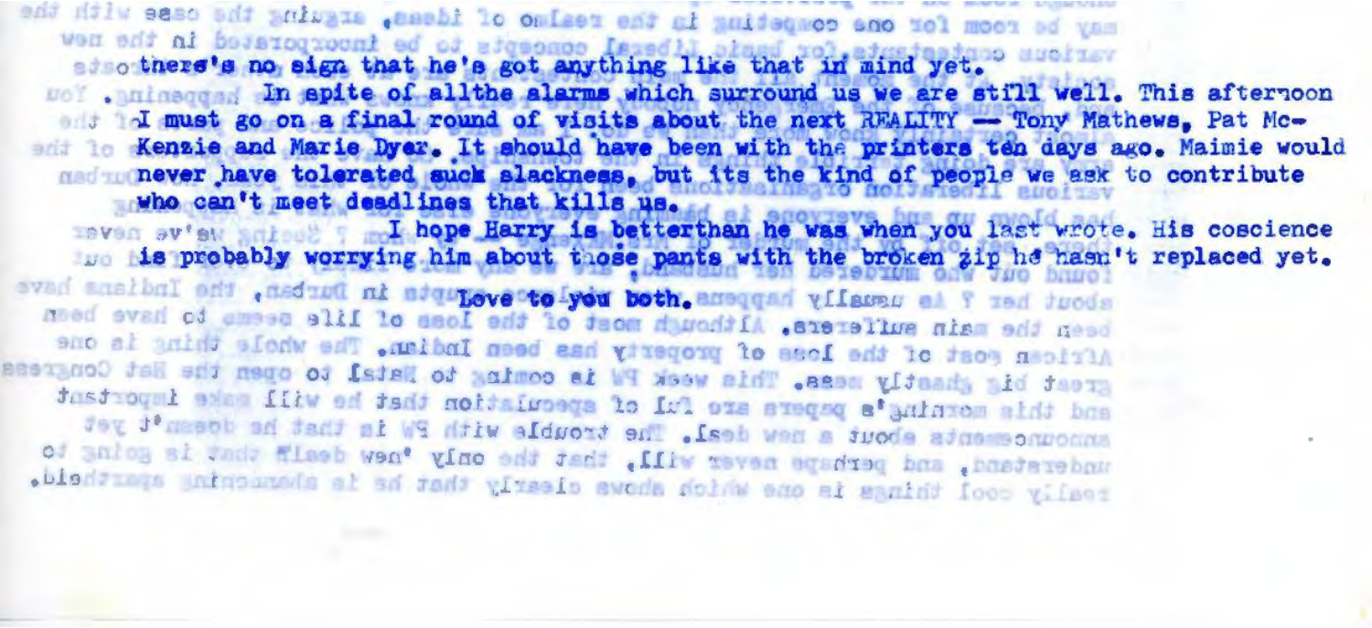there's no sign that he's got anything like that in mind yet.

In spite of allthe alarms which surround us we are still well. This afternoon I must go on a final round of visits about the next REALITY — Tony Mathews, Pat McKenzie and Marie Dyer. It should have been with the printers ten days ago. Maimie would never have tolerated such slackness, but its the kind of people we ask to contribute who can't meet deadlines that kills us.

I hope Harry is betterthan he was when you last wrote. His coscience is probably worrying him about those pants with the broken zip he hasn't replaced yet.

Love to you both.